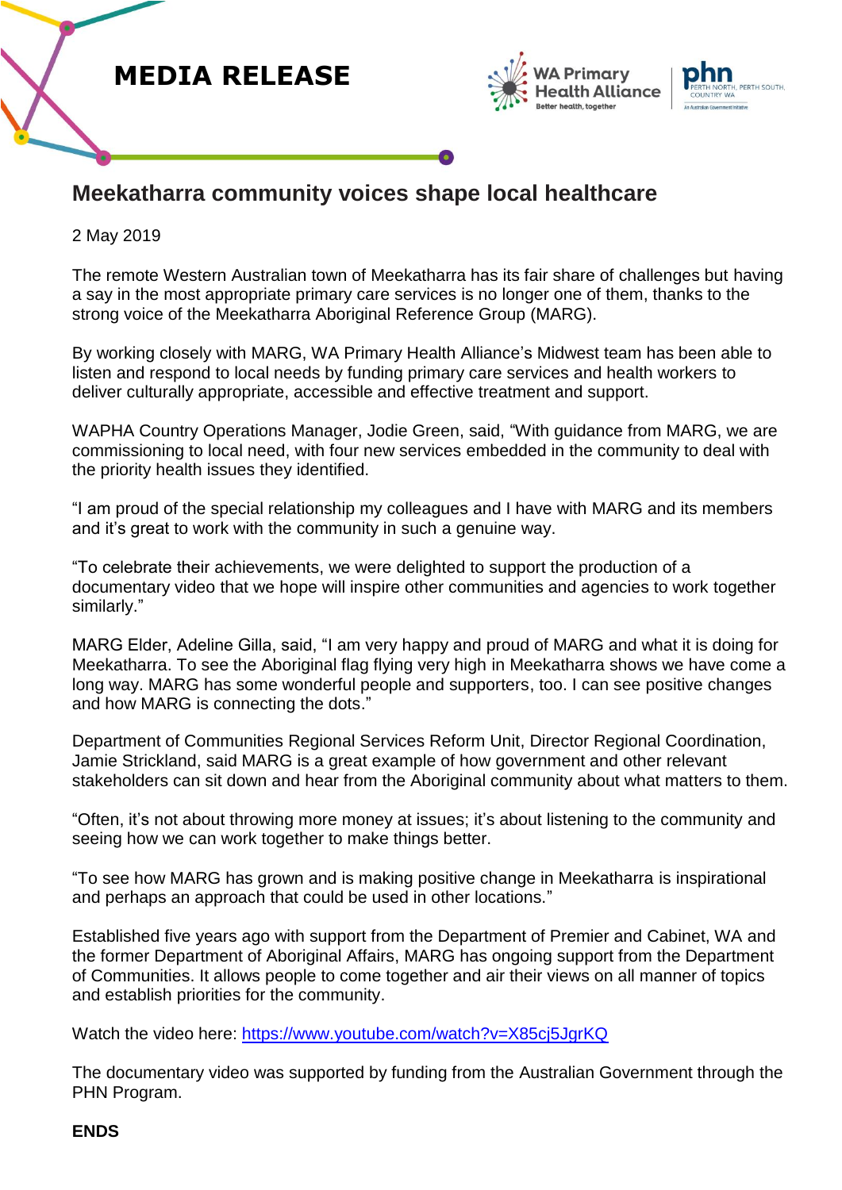# MEDIA RELEASE

## Meekatharra community voices shape local healthcare

2 May 2019

The remote Western Australian town of Meekatharra has its fair share of challenges but having a say in the most appropriate primary care services is no longer one of them, thanks to the strong voice of the Meekatharra Aboriginal Reference Group (MARG).

By working closely with MARG, WA Primary Health Alliance's Midwest team has been able to listen and respond to local needs by funding primary care services and health workers to deliver culturally appropriate, accessible and effective treatment and support.

WAPHA Country Operations Manager, Jodie Green, said, "With guidance from MARG, we are commissioning to local need, with four new services embedded in the community to deal with the priority health issues they identified.

"I am proud of the special relationship my colleagues and I have with MARG and its members and it's great to work with the community in such a genuine way.

"To celebrate their achievements, we were delighted to support the production of a documentary video that we hope will inspire other communities and agencies to work together similarly."

MARG Elder, Adeline Gilla, said, "I am very happy and proud of MARG and what it is doing for Meekatharra. To see the Aboriginal flag flying very high in Meekatharra shows we have come a long way. MARG has some wonderful people and supporters, too. I can see positive changes and how MARG is connecting the dots."

Department of Communities Regional Services Reform Unit, Director Regional Coordination, Jamie Strickland, said MARG is a great example of how government and other relevant stakeholders can sit down and hear from the Aboriginal community about what matters to them.

"Often, it's not about throwing more money at issues; it's about listening to the community and seeing how we can work together to make things better.

"To see how MARG has grown and is making positive change in Meekatharra is inspirational and perhaps an approach that could be used in other locations."

Established five years ago with support from the Department of Premier and Cabinet, WA and the former Department of Aboriginal Affairs, MARG has ongoing support from the Department of Communities. It allows people to come together and air their views on all manner of topics and establish priorities for the community.

Watch the video here: https://www.youtube.com/watch?v=X85cj5JgrKQ

The documentary video was supported by funding from the Australian Government through the PHN Program.

**ENDS**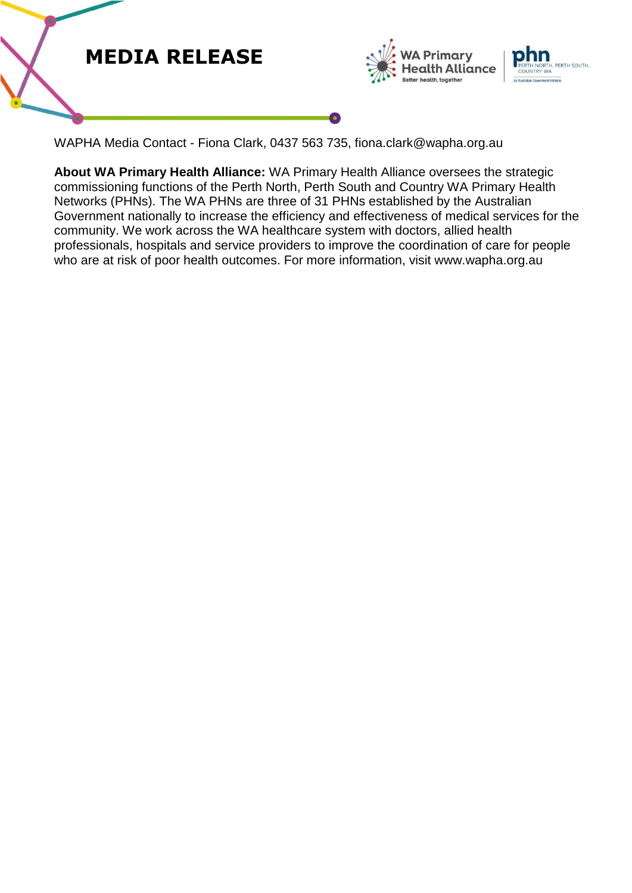# MEDIA RELEASE

WAPHA Media Contact - Fiona Clark, 0437 563 735, fiona.clark@wapha.org.au

**About WA Primary Health Alliance:** WA Primary Health Alliance oversees the strategic commissioning functions of the Perth North, Perth South and Country WA Primary Health Networks (PHNs). The WA PHNs are three of 31 PHNs established by the Australian Government nationally to increase the efficiency and effectiveness of medical services for the community. We work across the WA healthcare system with doctors, allied health professionals, hospitals and service providers to improve the coordination of care for people who are at risk of poor health outcomes. For more information, visit www.wapha.org.au